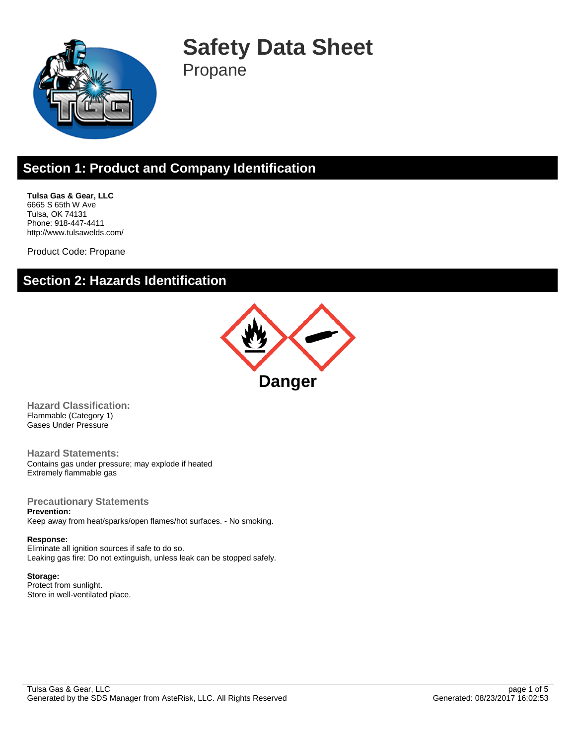# Safety Data Sheet

Propane

## Section 1: Product and Company Identification

**Tulsa Gas & Gear, LLC**
6665 S 65th W Ave
Tulsa, OK 74131
Phone: 918-447-4411
http://www.tulsawelds.com/

Product Code: Propane

## Section 2: Hazards Identification

**Danger**

### Hazard Classification:

Flammable (Category 1)
Gases Under Pressure

### Hazard Statements:

Contains gas under pressure; may explode if heated
Extremely flammable gas

### Precautionary Statements

**Prevention:**
Keep away from heat/sparks/open flames/hot surfaces. - No smoking.

**Response:**
Eliminate all ignition sources if safe to do so.
Leaking gas fire: Do not extinguish, unless leak can be stopped safely.

**Storage:**
Protect from sunlight.
Store in well-ventilated place.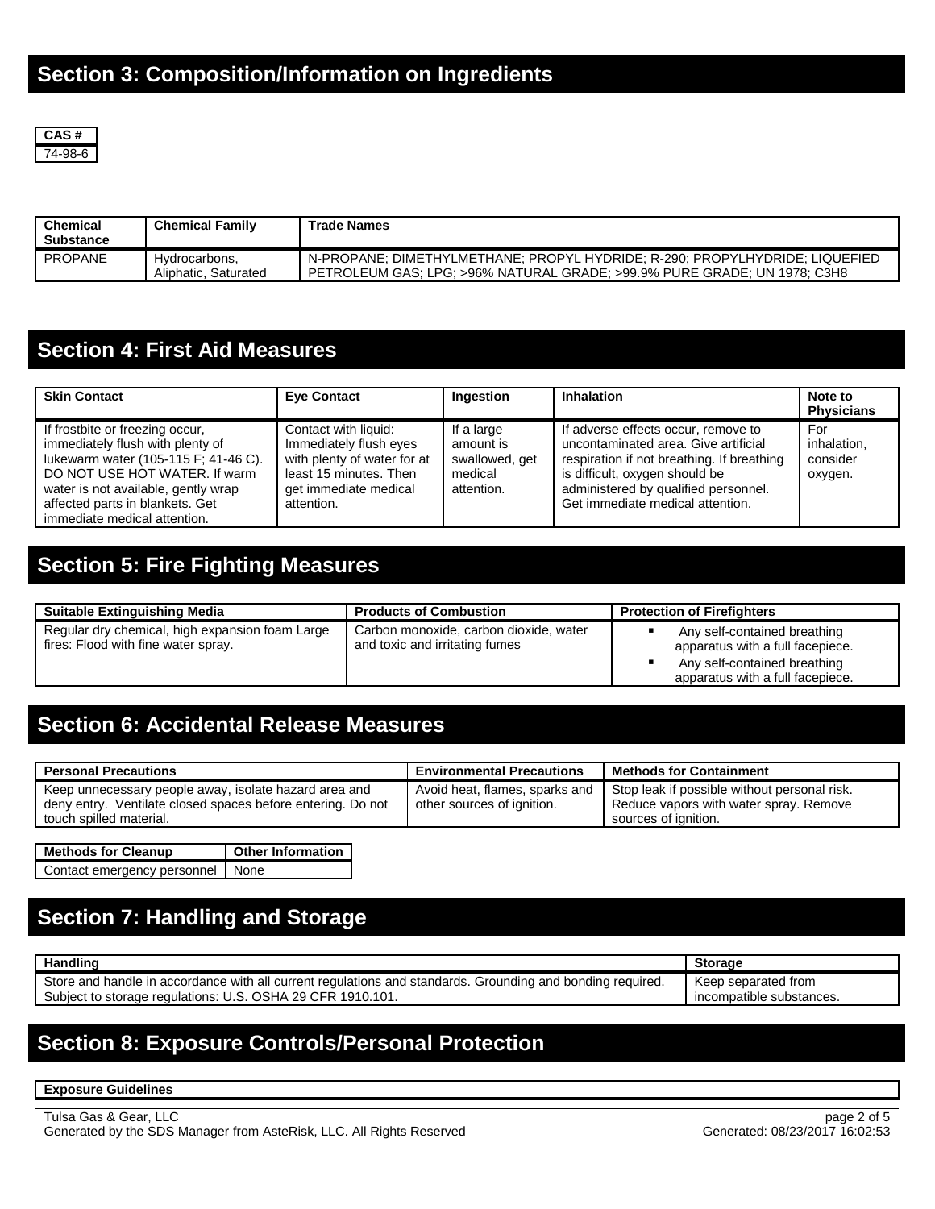## Section 3: Composition/Information on Ingredients

| CAS # |
|---|
| 74-98-6 |

| Chemical Substance | Chemical Family | Trade Names |
|---|---|---|
| PROPANE | Hydrocarbons, Aliphatic, Saturated | N-PROPANE; DIMETHYLMETHANE; PROPYL HYDRIDE; R-290; PROPYLHYDRIDE; LIQUEFIED PETROLEUM GAS; LPG; >96% NATURAL GRADE; >99.9% PURE GRADE; UN 1978; C3H8 |

## Section 4: First Aid Measures

| Skin Contact | Eye Contact | Ingestion | Inhalation | Note to Physicians |
|---|---|---|---|---|
| If frostbite or freezing occur, immediately flush with plenty of lukewarm water (105-115 F; 41-46 C). DO NOT USE HOT WATER. If warm water is not available, gently wrap affected parts in blankets. Get immediate medical attention. | Contact with liquid: Immediately flush eyes with plenty of water for at least 15 minutes. Then get immediate medical attention. | If a large amount is swallowed, get medical attention. | If adverse effects occur, remove to uncontaminated area. Give artificial respiration if not breathing. If breathing is difficult, oxygen should be administered by qualified personnel. Get immediate medical attention. | For inhalation, consider oxygen. |

## Section 5: Fire Fighting Measures

| Suitable Extinguishing Media | Products of Combustion | Protection of Firefighters |
|---|---|---|
| Regular dry chemical, high expansion foam Large fires: Flood with fine water spray. | Carbon monoxide, carbon dioxide, water and toxic and irritating fumes | ▪ Any self-contained breathing apparatus with a full facepiece.<br>▪ Any self-contained breathing apparatus with a full facepiece. |

## Section 6: Accidental Release Measures

| Personal Precautions | Environmental Precautions | Methods for Containment |
|---|---|---|
| Keep unnecessary people away, isolate hazard area and deny entry. Ventilate closed spaces before entering. Do not touch spilled material. | Avoid heat, flames, sparks and other sources of ignition. | Stop leak if possible without personal risk. Reduce vapors with water spray. Remove sources of ignition. |

| Methods for Cleanup | Other Information |
|---|---|
| Contact emergency personnel | None |

## Section 7: Handling and Storage

| Handling | Storage |
|---|---|
| Store and handle in accordance with all current regulations and standards. Grounding and bonding required. Subject to storage regulations: U.S. OSHA 29 CFR 1910.101. | Keep separated from incompatible substances. |

## Section 8: Exposure Controls/Personal Protection

| Exposure Guidelines |
|---|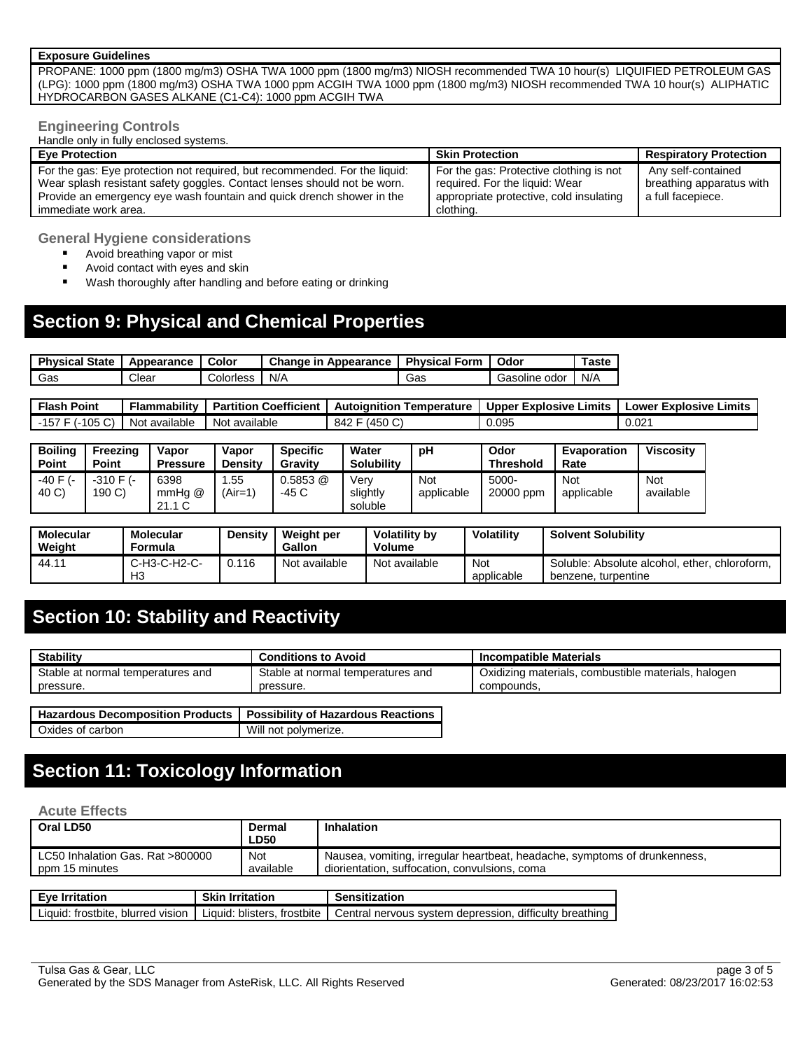| Exposure Guidelines |
|---|
| PROPANE: 1000 ppm (1800 mg/m3) OSHA TWA 1000 ppm (1800 mg/m3) NIOSH recommended TWA 10 hour(s) LIQUIFIED PETROLEUM GAS (LPG): 1000 ppm (1800 mg/m3) OSHA TWA 1000 ppm ACGIH TWA 1000 ppm (1800 mg/m3) NIOSH recommended TWA 10 hour(s) ALIPHATIC HYDROCARBON GASES ALKANE (C1-C4): 1000 ppm ACGIH TWA |

### Engineering Controls

Handle only in fully enclosed systems.

| Eye Protection | Skin Protection | Respiratory Protection |
|---|---|---|
| For the gas: Eye protection not required, but recommended. For the liquid: Wear splash resistant safety goggles. Contact lenses should not be worn. Provide an emergency eye wash fountain and quick drench shower in the immediate work area. | For the gas: Protective clothing is not required. For the liquid: Wear appropriate protective, cold insulating clothing. | Any self-contained breathing apparatus with a full facepiece. |

### General Hygiene considerations

- Avoid breathing vapor or mist
- Avoid contact with eyes and skin
- Wash thoroughly after handling and before eating or drinking

## Section 9: Physical and Chemical Properties

| Physical State | Appearance | Color | Change in Appearance | Physical Form | Odor | Taste |
|---|---|---|---|---|---|---|
| Gas | Clear | Colorless | N/A | Gas | Gasoline odor | N/A |

| Flash Point | Flammability | Partition Coefficient | Autoignition Temperature | Upper Explosive Limits | Lower Explosive Limits |
|---|---|---|---|---|---|
| -157 F (-105 C) | Not available | Not available | 842 F (450 C) | 0.095 | 0.021 |

| Boiling Point | Freezing Point | Vapor Pressure | Vapor Density | Specific Gravity | Water Solubility | pH | Odor Threshold | Evaporation Rate | Viscosity |
|---|---|---|---|---|---|---|---|---|---|
| -40 F (-40 C) | -310 F (-190 C) | 6398 mmHg @ 21.1 C | 1.55 (Air=1) | 0.5853 @ -45 C | Very slightly soluble | Not applicable | 5000-20000 ppm | Not applicable | Not available |

| Molecular Weight | Molecular Formula | Density | Weight per Gallon | Volatility by Volume | Volatility | Solvent Solubility |
|---|---|---|---|---|---|---|
| 44.11 | C-H3-C-H2-C-H3 | 0.116 | Not available | Not available | Not applicable | Soluble: Absolute alcohol, ether, chloroform, benzene, turpentine |

## Section 10: Stability and Reactivity

| Stability | Conditions to Avoid | Incompatible Materials |
|---|---|---|
| Stable at normal temperatures and pressure. | Stable at normal temperatures and pressure. | Oxidizing materials, combustible materials, halogen compounds, |

| Hazardous Decomposition Products | Possibility of Hazardous Reactions |
|---|---|
| Oxides of carbon | Will not polymerize. |

## Section 11: Toxicology Information

### Acute Effects

| Oral LD50 | Dermal LD50 | Inhalation |
|---|---|---|
| LC50 Inhalation Gas. Rat >800000 ppm 15 minutes | Not available | Nausea, vomiting, irregular heartbeat, headache, symptoms of drunkenness, diorientation, suffocation, convulsions, coma |

| Eye Irritation | Skin Irritation | Sensitization |
|---|---|---|
| Liquid: frostbite, blurred vision | Liquid: blisters, frostbite | Central nervous system depression, difficulty breathing |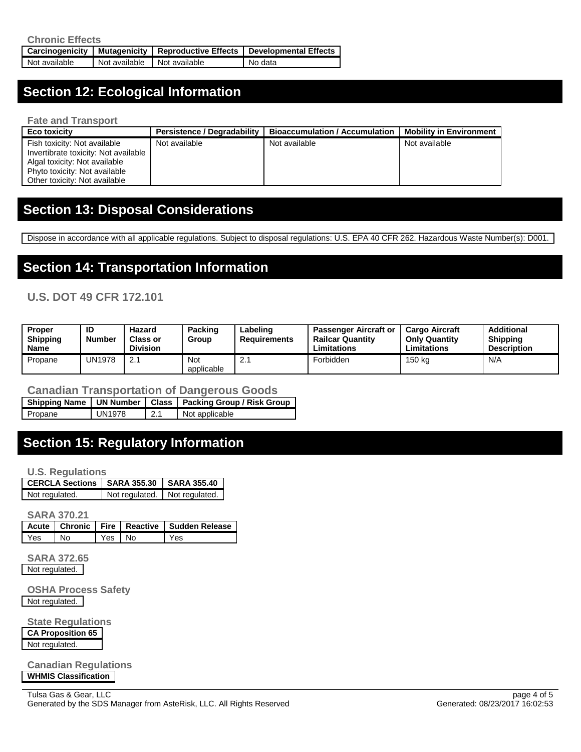### Chronic Effects

| Carcinogenicity | Mutagenicity | Reproductive Effects | Developmental Effects |
|---|---|---|---|
| Not available | Not available | Not available | No data |

## Section 12: Ecological Information

### Fate and Transport

| Eco toxicity | Persistence / Degradability | Bioaccumulation / Accumulation | Mobility in Environment |
|---|---|---|---|
| Fish toxicity: Not available<br>Invertibrate toxicity: Not available<br>Algal toxicity: Not available<br>Phyto toxicity: Not available<br>Other toxicity: Not available | Not available | Not available | Not available |

## Section 13: Disposal Considerations

Dispose in accordance with all applicable regulations. Subject to disposal regulations: U.S. EPA 40 CFR 262. Hazardous Waste Number(s): D001.

## Section 14: Transportation Information

### U.S. DOT 49 CFR 172.101

| Proper Shipping Name | ID Number | Hazard Class or Division | Packing Group | Labeling Requirements | Passenger Aircraft or Railcar Quantity Limitations | Cargo Aircraft Only Quantity Limitations | Additional Shipping Description |
|---|---|---|---|---|---|---|---|
| Propane | UN1978 | 2.1 | Not applicable | 2.1 | Forbidden | 150 kg | N/A |

### Canadian Transportation of Dangerous Goods

| Shipping Name | UN Number | Class | Packing Group / Risk Group |
|---|---|---|---|
| Propane | UN1978 | 2.1 | Not applicable |

## Section 15: Regulatory Information

### U.S. Regulations

| CERCLA Sections | SARA 355.30 | SARA 355.40 |
|---|---|---|
| Not regulated. | Not regulated. | Not regulated. |

### SARA 370.21

| Acute | Chronic | Fire | Reactive | Sudden Release |
|---|---|---|---|---|
| Yes | No | Yes | No | Yes |

### SARA 372.65

Not regulated.

### OSHA Process Safety

Not regulated.

### State Regulations

| CA Proposition 65 |
|---|
| Not regulated. |

### Canadian Regulations

| WHMIS Classification |
|---|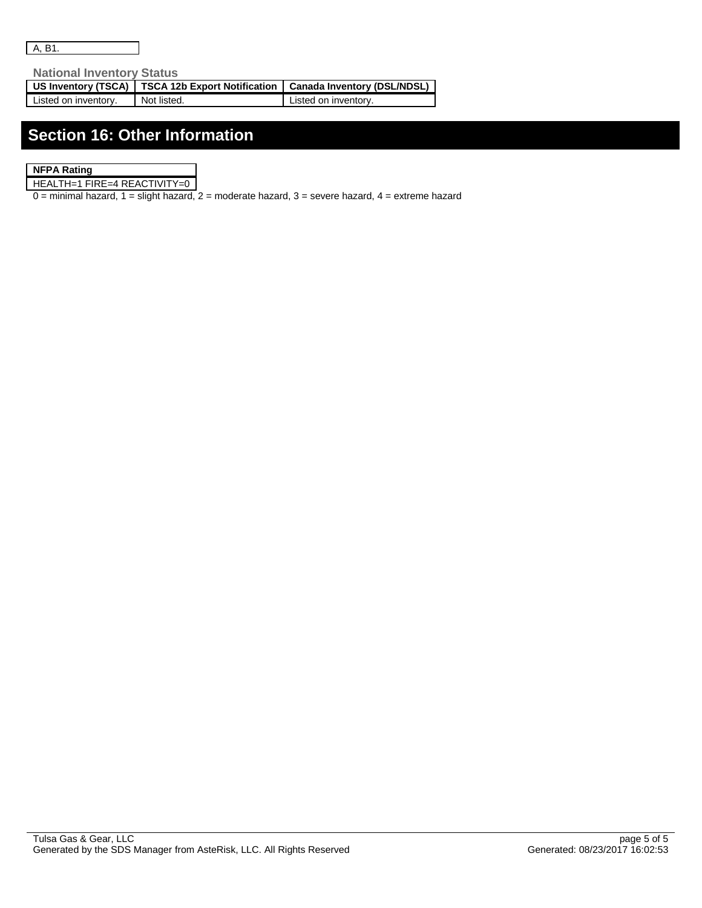| |
|---|
| A, B1. |

**National Inventory Status**

| US Inventory (TSCA) | TSCA 12b Export Notification | Canada Inventory (DSL/NDSL) |
|---|---|---|
| Listed on inventory. | Not listed. | Listed on inventory. |

## Section 16: Other Information

| NFPA Rating |
|---|
| HEALTH=1 FIRE=4 REACTIVITY=0 |

0 = minimal hazard, 1 = slight hazard, 2 = moderate hazard, 3 = severe hazard, 4 = extreme hazard